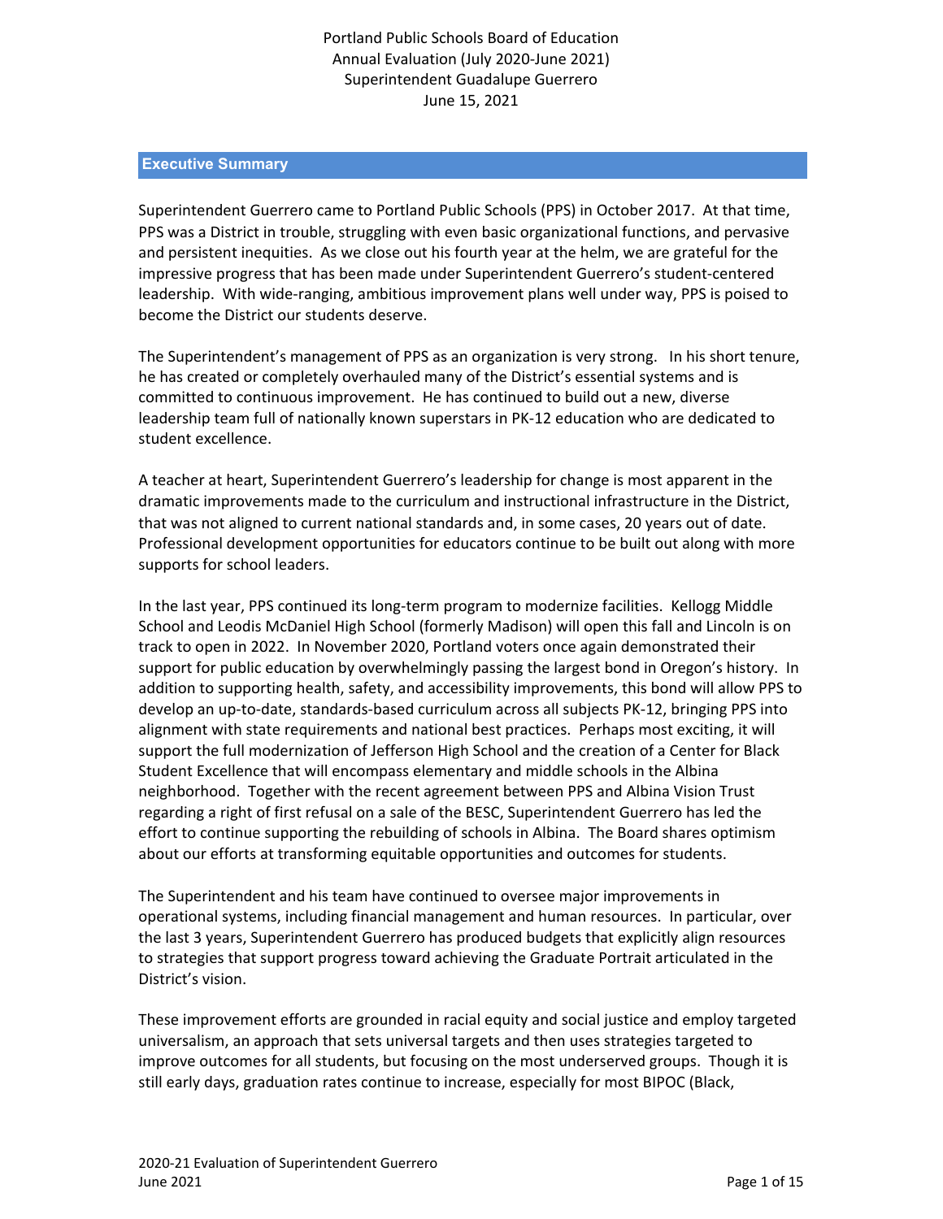Portland Public Schools Board of Education
Annual Evaluation (July 2020-June 2021)
Superintendent Guadalupe Guerrero
June 15, 2021

## Executive Summary

Superintendent Guerrero came to Portland Public Schools (PPS) in October 2017. At that time, PPS was a District in trouble, struggling with even basic organizational functions, and pervasive and persistent inequities. As we close out his fourth year at the helm, we are grateful for the impressive progress that has been made under Superintendent Guerrero's student-centered leadership. With wide-ranging, ambitious improvement plans well under way, PPS is poised to become the District our students deserve.

The Superintendent's management of PPS as an organization is very strong. In his short tenure, he has created or completely overhauled many of the District's essential systems and is committed to continuous improvement. He has continued to build out a new, diverse leadership team full of nationally known superstars in PK-12 education who are dedicated to student excellence.

A teacher at heart, Superintendent Guerrero's leadership for change is most apparent in the dramatic improvements made to the curriculum and instructional infrastructure in the District, that was not aligned to current national standards and, in some cases, 20 years out of date. Professional development opportunities for educators continue to be built out along with more supports for school leaders.

In the last year, PPS continued its long-term program to modernize facilities. Kellogg Middle School and Leodis McDaniel High School (formerly Madison) will open this fall and Lincoln is on track to open in 2022. In November 2020, Portland voters once again demonstrated their support for public education by overwhelmingly passing the largest bond in Oregon's history. In addition to supporting health, safety, and accessibility improvements, this bond will allow PPS to develop an up-to-date, standards-based curriculum across all subjects PK-12, bringing PPS into alignment with state requirements and national best practices. Perhaps most exciting, it will support the full modernization of Jefferson High School and the creation of a Center for Black Student Excellence that will encompass elementary and middle schools in the Albina neighborhood. Together with the recent agreement between PPS and Albina Vision Trust regarding a right of first refusal on a sale of the BESC, Superintendent Guerrero has led the effort to continue supporting the rebuilding of schools in Albina. The Board shares optimism about our efforts at transforming equitable opportunities and outcomes for students.

The Superintendent and his team have continued to oversee major improvements in operational systems, including financial management and human resources. In particular, over the last 3 years, Superintendent Guerrero has produced budgets that explicitly align resources to strategies that support progress toward achieving the Graduate Portrait articulated in the District's vision.

These improvement efforts are grounded in racial equity and social justice and employ targeted universalism, an approach that sets universal targets and then uses strategies targeted to improve outcomes for all students, but focusing on the most underserved groups. Though it is still early days, graduation rates continue to increase, especially for most BIPOC (Black,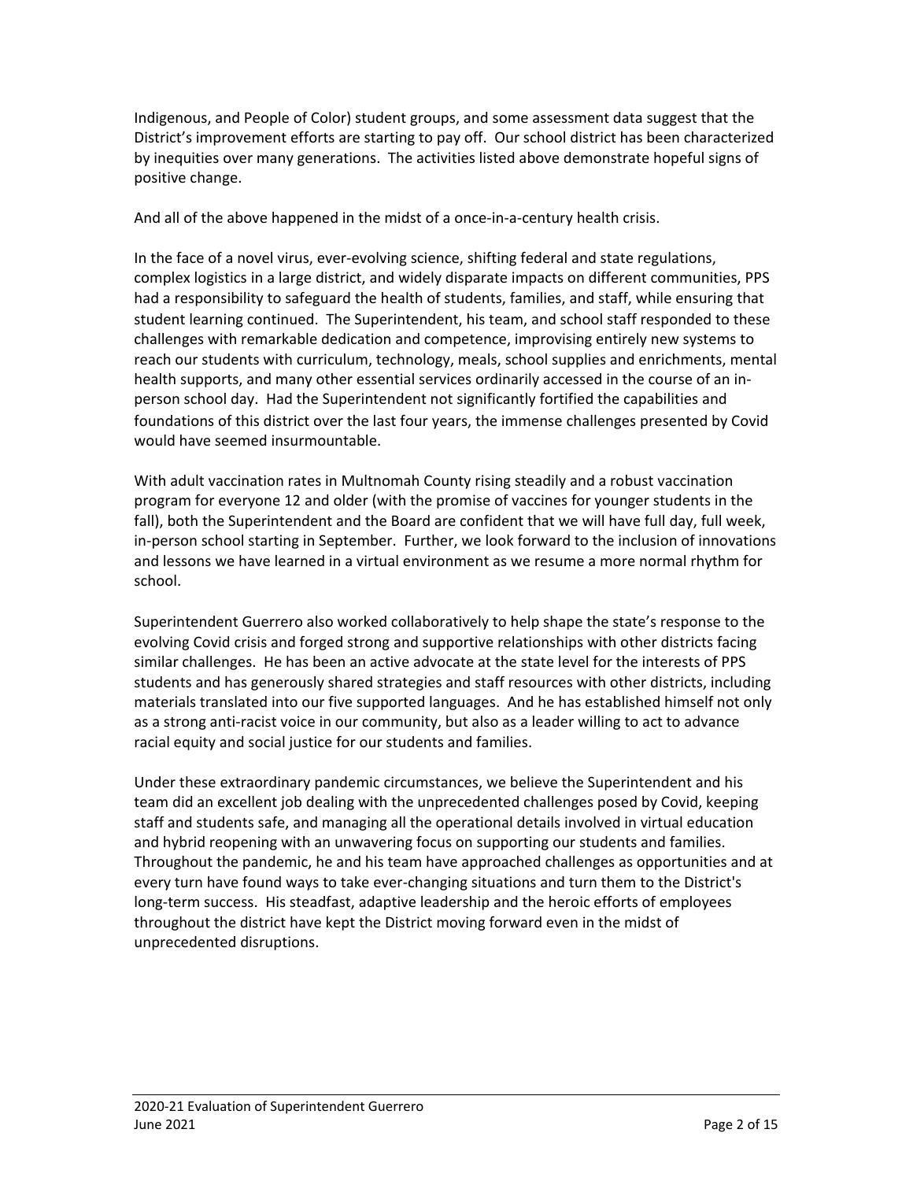Indigenous, and People of Color) student groups, and some assessment data suggest that the District's improvement efforts are starting to pay off. Our school district has been characterized by inequities over many generations. The activities listed above demonstrate hopeful signs of positive change.

And all of the above happened in the midst of a once-in-a-century health crisis.

In the face of a novel virus, ever-evolving science, shifting federal and state regulations, complex logistics in a large district, and widely disparate impacts on different communities, PPS had a responsibility to safeguard the health of students, families, and staff, while ensuring that student learning continued. The Superintendent, his team, and school staff responded to these challenges with remarkable dedication and competence, improvising entirely new systems to reach our students with curriculum, technology, meals, school supplies and enrichments, mental health supports, and many other essential services ordinarily accessed in the course of an in-person school day. Had the Superintendent not significantly fortified the capabilities and foundations of this district over the last four years, the immense challenges presented by Covid would have seemed insurmountable.

With adult vaccination rates in Multnomah County rising steadily and a robust vaccination program for everyone 12 and older (with the promise of vaccines for younger students in the fall), both the Superintendent and the Board are confident that we will have full day, full week, in-person school starting in September. Further, we look forward to the inclusion of innovations and lessons we have learned in a virtual environment as we resume a more normal rhythm for school.

Superintendent Guerrero also worked collaboratively to help shape the state's response to the evolving Covid crisis and forged strong and supportive relationships with other districts facing similar challenges. He has been an active advocate at the state level for the interests of PPS students and has generously shared strategies and staff resources with other districts, including materials translated into our five supported languages. And he has established himself not only as a strong anti-racist voice in our community, but also as a leader willing to act to advance racial equity and social justice for our students and families.

Under these extraordinary pandemic circumstances, we believe the Superintendent and his team did an excellent job dealing with the unprecedented challenges posed by Covid, keeping staff and students safe, and managing all the operational details involved in virtual education and hybrid reopening with an unwavering focus on supporting our students and families. Throughout the pandemic, he and his team have approached challenges as opportunities and at every turn have found ways to take ever-changing situations and turn them to the District's long-term success. His steadfast, adaptive leadership and the heroic efforts of employees throughout the district have kept the District moving forward even in the midst of unprecedented disruptions.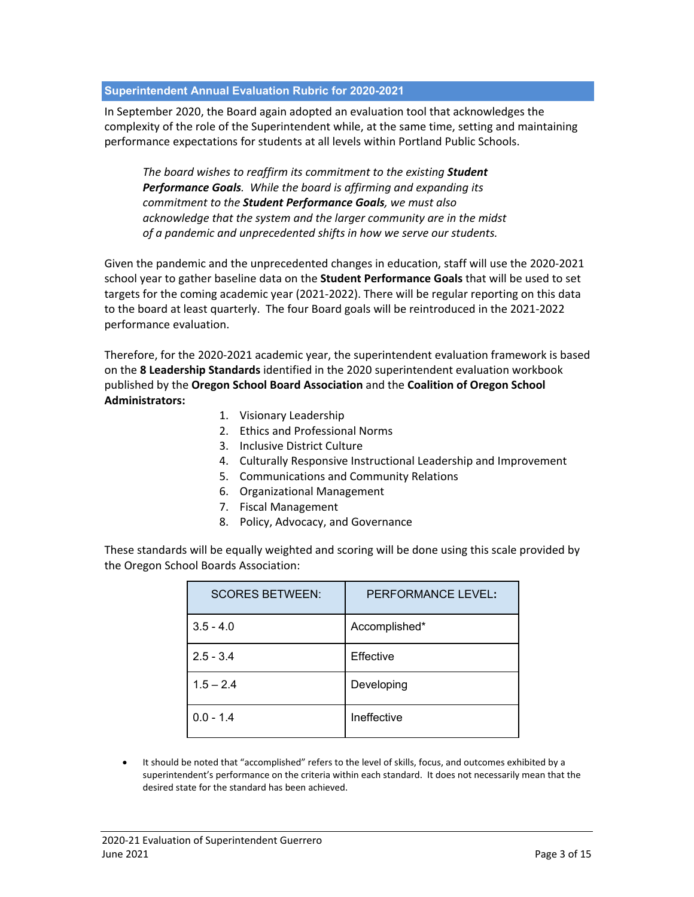## Superintendent Annual Evaluation Rubric for 2020-2021

In September 2020, the Board again adopted an evaluation tool that acknowledges the complexity of the role of the Superintendent while, at the same time, setting and maintaining performance expectations for students at all levels within Portland Public Schools.

> *The board wishes to reaffirm its commitment to the existing **Student Performance Goals**. While the board is affirming and expanding its commitment to the **Student Performance Goals**, we must also acknowledge that the system and the larger community are in the midst of a pandemic and unprecedented shifts in how we serve our students.*

Given the pandemic and the unprecedented changes in education, staff will use the 2020-2021 school year to gather baseline data on the **Student Performance Goals** that will be used to set targets for the coming academic year (2021-2022). There will be regular reporting on this data to the board at least quarterly. The four Board goals will be reintroduced in the 2021-2022 performance evaluation.

Therefore, for the 2020-2021 academic year, the superintendent evaluation framework is based on the **8 Leadership Standards** identified in the 2020 superintendent evaluation workbook published by the **Oregon School Board Association** and the **Coalition of Oregon School Administrators:**

1. Visionary Leadership
2. Ethics and Professional Norms
3. Inclusive District Culture
4. Culturally Responsive Instructional Leadership and Improvement
5. Communications and Community Relations
6. Organizational Management
7. Fiscal Management
8. Policy, Advocacy, and Governance

These standards will be equally weighted and scoring will be done using this scale provided by the Oregon School Boards Association:

| SCORES BETWEEN: | PERFORMANCE LEVEL: |
|---|---|
| 3.5 - 4.0 | Accomplished* |
| 2.5 - 3.4 | Effective |
| 1.5 – 2.4 | Developing |
| 0.0 - 1.4 | Ineffective |

- It should be noted that "accomplished" refers to the level of skills, focus, and outcomes exhibited by a superintendent's performance on the criteria within each standard. It does not necessarily mean that the desired state for the standard has been achieved.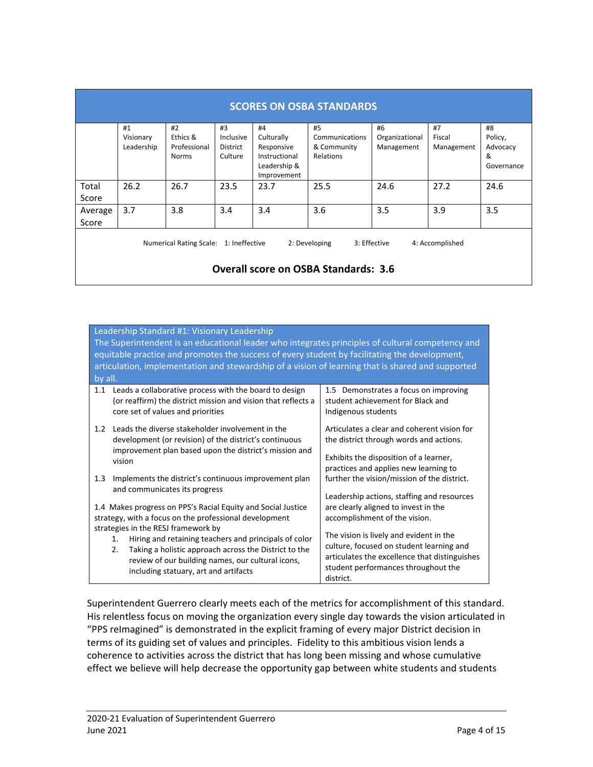| SCORES ON OSBA STANDARDS | | | | | | | | |
|---|---|---|---|---|---|---|---|---|
| | #1 Visionary Leadership | #2 Ethics & Professional Norms | #3 Inclusive District Culture | #4 Culturally Responsive Instructional Leadership & Improvement | #5 Communications & Community Relations | #6 Organizational Management | #7 Fiscal Management | #8 Policy, Advocacy & Governance |
| Total Score | 26.2 | 26.7 | 23.5 | 23.7 | 25.5 | 24.6 | 27.2 | 24.6 |
| Average Score | 3.7 | 3.8 | 3.4 | 3.4 | 3.6 | 3.5 | 3.9 | 3.5 |

Numerical Rating Scale: 1: Ineffective 2: Developing 3: Effective 4: Accomplished

**Overall score on OSBA Standards: 3.6**

| Leadership Standard #1: Visionary Leadership<br>The Superintendent is an educational leader who integrates principles of cultural competency and equitable practice and promotes the success of every student by facilitating the development, articulation, implementation and stewardship of a vision of learning that is shared and supported by all. | |
|---|---|
| 1.1 Leads a collaborative process with the board to design (or reaffirm) the district mission and vision that reflects a core set of values and priorities<br><br>1.2 Leads the diverse stakeholder involvement in the development (or revision) of the district's continuous improvement plan based upon the district's mission and vision<br><br>1.3 Implements the district's continuous improvement plan and communicates its progress<br><br>1.4 Makes progress on PPS's Racial Equity and Social Justice strategy, with a focus on the professional development strategies in the RESJ framework by<br>1. Hiring and retaining teachers and principals of color<br>2. Taking a holistic approach across the District to the review of our building names, our cultural icons, including statuary, art and artifacts | 1.5 Demonstrates a focus on improving student achievement for Black and Indigenous students<br><br>Articulates a clear and coherent vision for the district through words and actions.<br><br>Exhibits the disposition of a learner, practices and applies new learning to further the vision/mission of the district.<br><br>Leadership actions, staffing and resources are clearly aligned to invest in the accomplishment of the vision.<br><br>The vision is lively and evident in the culture, focused on student learning and articulates the excellence that distinguishes student performances throughout the district. |

Superintendent Guerrero clearly meets each of the metrics for accomplishment of this standard. His relentless focus on moving the organization every single day towards the vision articulated in "PPS reImagined" is demonstrated in the explicit framing of every major District decision in terms of its guiding set of values and principles. Fidelity to this ambitious vision lends a coherence to activities across the district that has long been missing and whose cumulative effect we believe will help decrease the opportunity gap between white students and students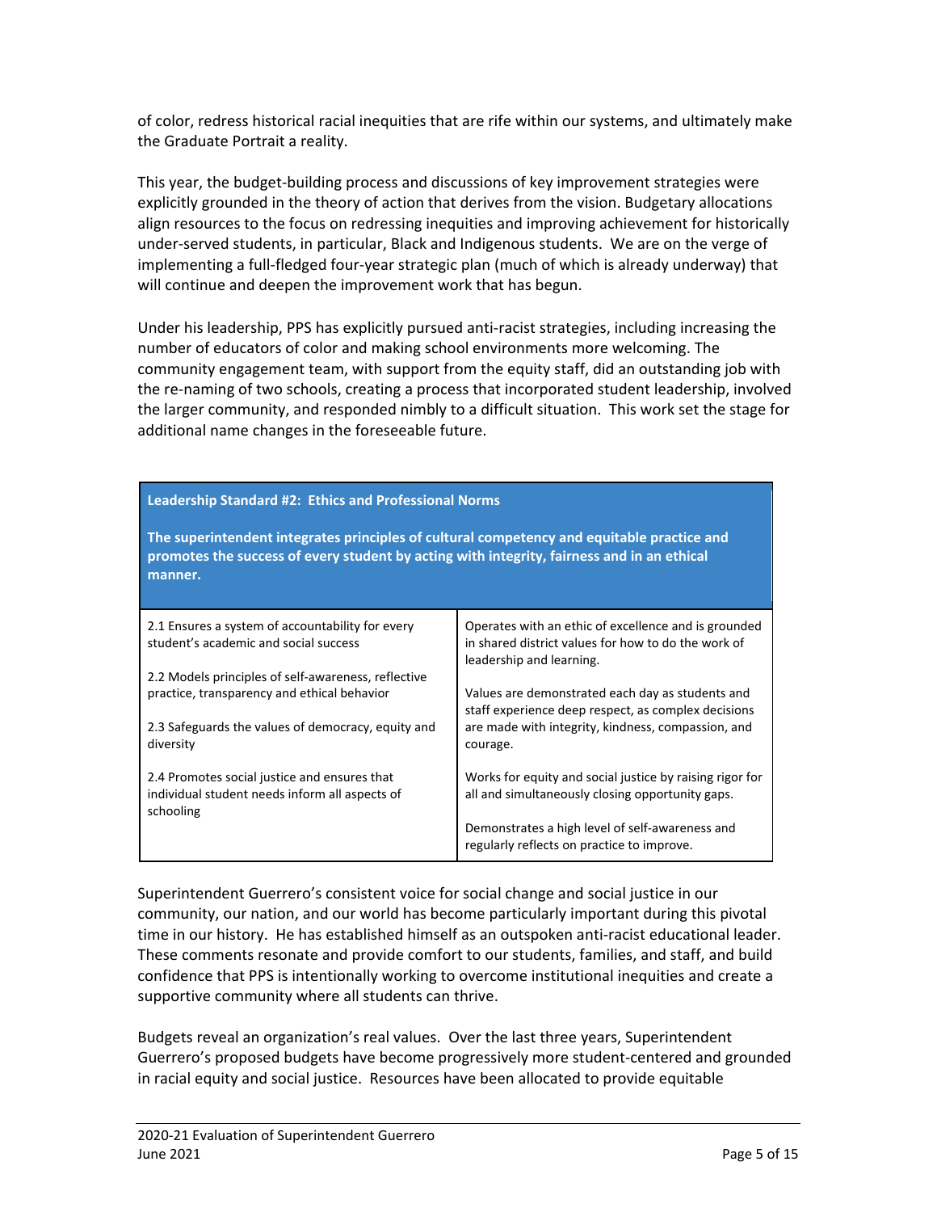of color, redress historical racial inequities that are rife within our systems, and ultimately make the Graduate Portrait a reality.

This year, the budget-building process and discussions of key improvement strategies were explicitly grounded in the theory of action that derives from the vision. Budgetary allocations align resources to the focus on redressing inequities and improving achievement for historically under-served students, in particular, Black and Indigenous students. We are on the verge of implementing a full-fledged four-year strategic plan (much of which is already underway) that will continue and deepen the improvement work that has begun.

Under his leadership, PPS has explicitly pursued anti-racist strategies, including increasing the number of educators of color and making school environments more welcoming. The community engagement team, with support from the equity staff, did an outstanding job with the re-naming of two schools, creating a process that incorporated student leadership, involved the larger community, and responded nimbly to a difficult situation. This work set the stage for additional name changes in the foreseeable future.

| **Leadership Standard #2: Ethics and Professional Norms**<br><br>**The superintendent integrates principles of cultural competency and equitable practice and promotes the success of every student by acting with integrity, fairness and in an ethical manner.** | |
|---|---|
| 2.1 Ensures a system of accountability for every student's academic and social success<br><br>2.2 Models principles of self-awareness, reflective practice, transparency and ethical behavior<br><br>2.3 Safeguards the values of democracy, equity and diversity<br><br>2.4 Promotes social justice and ensures that individual student needs inform all aspects of schooling | Operates with an ethic of excellence and is grounded in shared district values for how to do the work of leadership and learning.<br><br>Values are demonstrated each day as students and staff experience deep respect, as complex decisions are made with integrity, kindness, compassion, and courage.<br><br>Works for equity and social justice by raising rigor for all and simultaneously closing opportunity gaps.<br><br>Demonstrates a high level of self-awareness and regularly reflects on practice to improve. |

Superintendent Guerrero's consistent voice for social change and social justice in our community, our nation, and our world has become particularly important during this pivotal time in our history. He has established himself as an outspoken anti-racist educational leader. These comments resonate and provide comfort to our students, families, and staff, and build confidence that PPS is intentionally working to overcome institutional inequities and create a supportive community where all students can thrive.

Budgets reveal an organization's real values. Over the last three years, Superintendent Guerrero's proposed budgets have become progressively more student-centered and grounded in racial equity and social justice. Resources have been allocated to provide equitable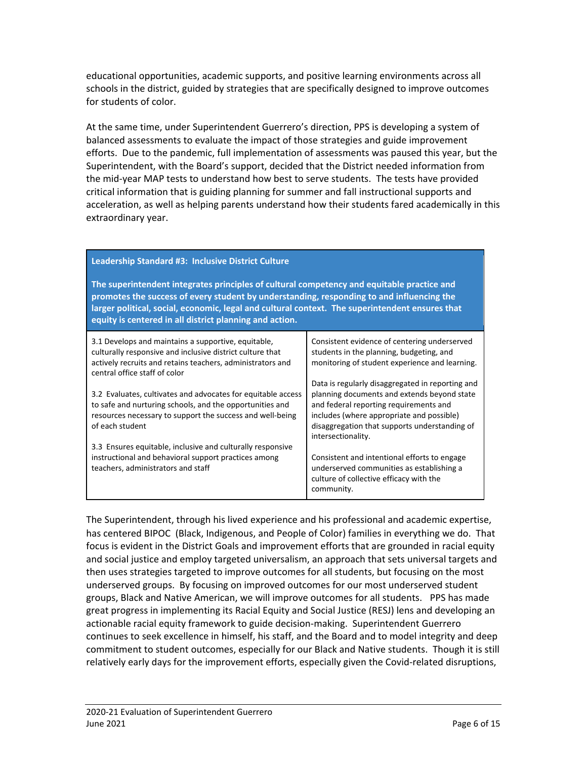educational opportunities, academic supports, and positive learning environments across all schools in the district, guided by strategies that are specifically designed to improve outcomes for students of color.

At the same time, under Superintendent Guerrero's direction, PPS is developing a system of balanced assessments to evaluate the impact of those strategies and guide improvement efforts. Due to the pandemic, full implementation of assessments was paused this year, but the Superintendent, with the Board's support, decided that the District needed information from the mid-year MAP tests to understand how best to serve students. The tests have provided critical information that is guiding planning for summer and fall instructional supports and acceleration, as well as helping parents understand how their students fared academically in this extraordinary year.

| **Leadership Standard #3: Inclusive District Culture**<br><br>**The superintendent integrates principles of cultural competency and equitable practice and promotes the success of every student by understanding, responding to and influencing the larger political, social, economic, legal and cultural context. The superintendent ensures that equity is centered in all district planning and action.** | |
|---|---|
| 3.1 Develops and maintains a supportive, equitable, culturally responsive and inclusive district culture that actively recruits and retains teachers, administrators and central office staff of color<br><br>3.2 Evaluates, cultivates and advocates for equitable access to safe and nurturing schools, and the opportunities and resources necessary to support the success and well-being of each student<br><br>3.3 Ensures equitable, inclusive and culturally responsive instructional and behavioral support practices among teachers, administrators and staff | Consistent evidence of centering underserved students in the planning, budgeting, and monitoring of student experience and learning.<br><br>Data is regularly disaggregated in reporting and planning documents and extends beyond state and federal reporting requirements and includes (where appropriate and possible) disaggregation that supports understanding of intersectionality.<br><br>Consistent and intentional efforts to engage underserved communities as establishing a culture of collective efficacy with the community. |

The Superintendent, through his lived experience and his professional and academic expertise, has centered BIPOC (Black, Indigenous, and People of Color) families in everything we do. That focus is evident in the District Goals and improvement efforts that are grounded in racial equity and social justice and employ targeted universalism, an approach that sets universal targets and then uses strategies targeted to improve outcomes for all students, but focusing on the most underserved groups. By focusing on improved outcomes for our most underserved student groups, Black and Native American, we will improve outcomes for all students. PPS has made great progress in implementing its Racial Equity and Social Justice (RESJ) lens and developing an actionable racial equity framework to guide decision-making. Superintendent Guerrero continues to seek excellence in himself, his staff, and the Board and to model integrity and deep commitment to student outcomes, especially for our Black and Native students. Though it is still relatively early days for the improvement efforts, especially given the Covid-related disruptions,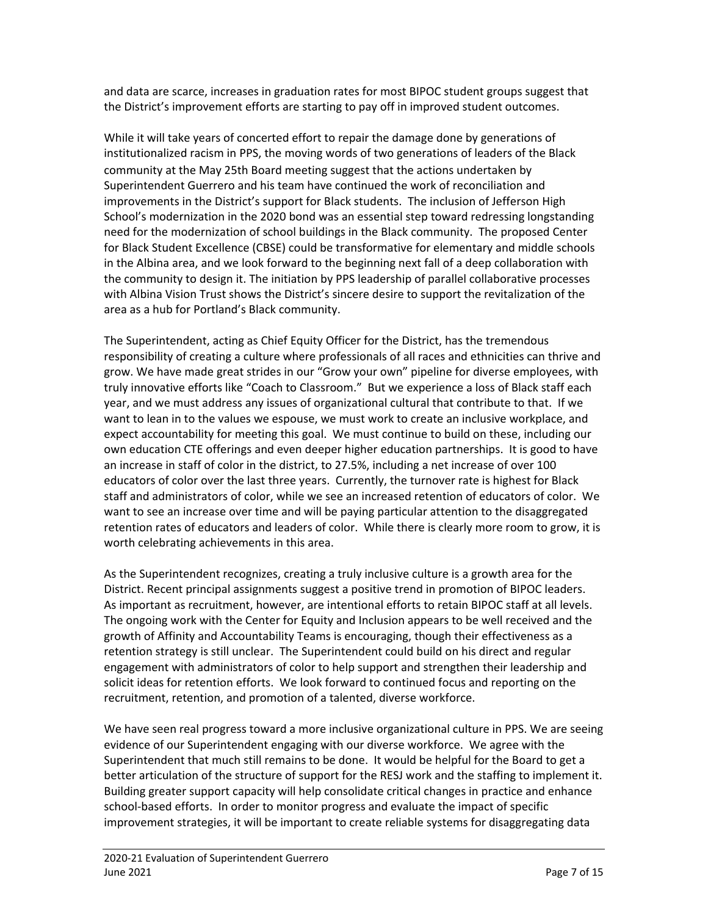and data are scarce, increases in graduation rates for most BIPOC student groups suggest that the District's improvement efforts are starting to pay off in improved student outcomes.

While it will take years of concerted effort to repair the damage done by generations of institutionalized racism in PPS, the moving words of two generations of leaders of the Black community at the May 25th Board meeting suggest that the actions undertaken by Superintendent Guerrero and his team have continued the work of reconciliation and improvements in the District's support for Black students. The inclusion of Jefferson High School's modernization in the 2020 bond was an essential step toward redressing longstanding need for the modernization of school buildings in the Black community. The proposed Center for Black Student Excellence (CBSE) could be transformative for elementary and middle schools in the Albina area, and we look forward to the beginning next fall of a deep collaboration with the community to design it. The initiation by PPS leadership of parallel collaborative processes with Albina Vision Trust shows the District's sincere desire to support the revitalization of the area as a hub for Portland's Black community.

The Superintendent, acting as Chief Equity Officer for the District, has the tremendous responsibility of creating a culture where professionals of all races and ethnicities can thrive and grow. We have made great strides in our "Grow your own" pipeline for diverse employees, with truly innovative efforts like "Coach to Classroom." But we experience a loss of Black staff each year, and we must address any issues of organizational cultural that contribute to that. If we want to lean in to the values we espouse, we must work to create an inclusive workplace, and expect accountability for meeting this goal. We must continue to build on these, including our own education CTE offerings and even deeper higher education partnerships. It is good to have an increase in staff of color in the district, to 27.5%, including a net increase of over 100 educators of color over the last three years. Currently, the turnover rate is highest for Black staff and administrators of color, while we see an increased retention of educators of color. We want to see an increase over time and will be paying particular attention to the disaggregated retention rates of educators and leaders of color. While there is clearly more room to grow, it is worth celebrating achievements in this area.

As the Superintendent recognizes, creating a truly inclusive culture is a growth area for the District. Recent principal assignments suggest a positive trend in promotion of BIPOC leaders. As important as recruitment, however, are intentional efforts to retain BIPOC staff at all levels. The ongoing work with the Center for Equity and Inclusion appears to be well received and the growth of Affinity and Accountability Teams is encouraging, though their effectiveness as a retention strategy is still unclear. The Superintendent could build on his direct and regular engagement with administrators of color to help support and strengthen their leadership and solicit ideas for retention efforts. We look forward to continued focus and reporting on the recruitment, retention, and promotion of a talented, diverse workforce.

We have seen real progress toward a more inclusive organizational culture in PPS. We are seeing evidence of our Superintendent engaging with our diverse workforce. We agree with the Superintendent that much still remains to be done. It would be helpful for the Board to get a better articulation of the structure of support for the RESJ work and the staffing to implement it. Building greater support capacity will help consolidate critical changes in practice and enhance school-based efforts. In order to monitor progress and evaluate the impact of specific improvement strategies, it will be important to create reliable systems for disaggregating data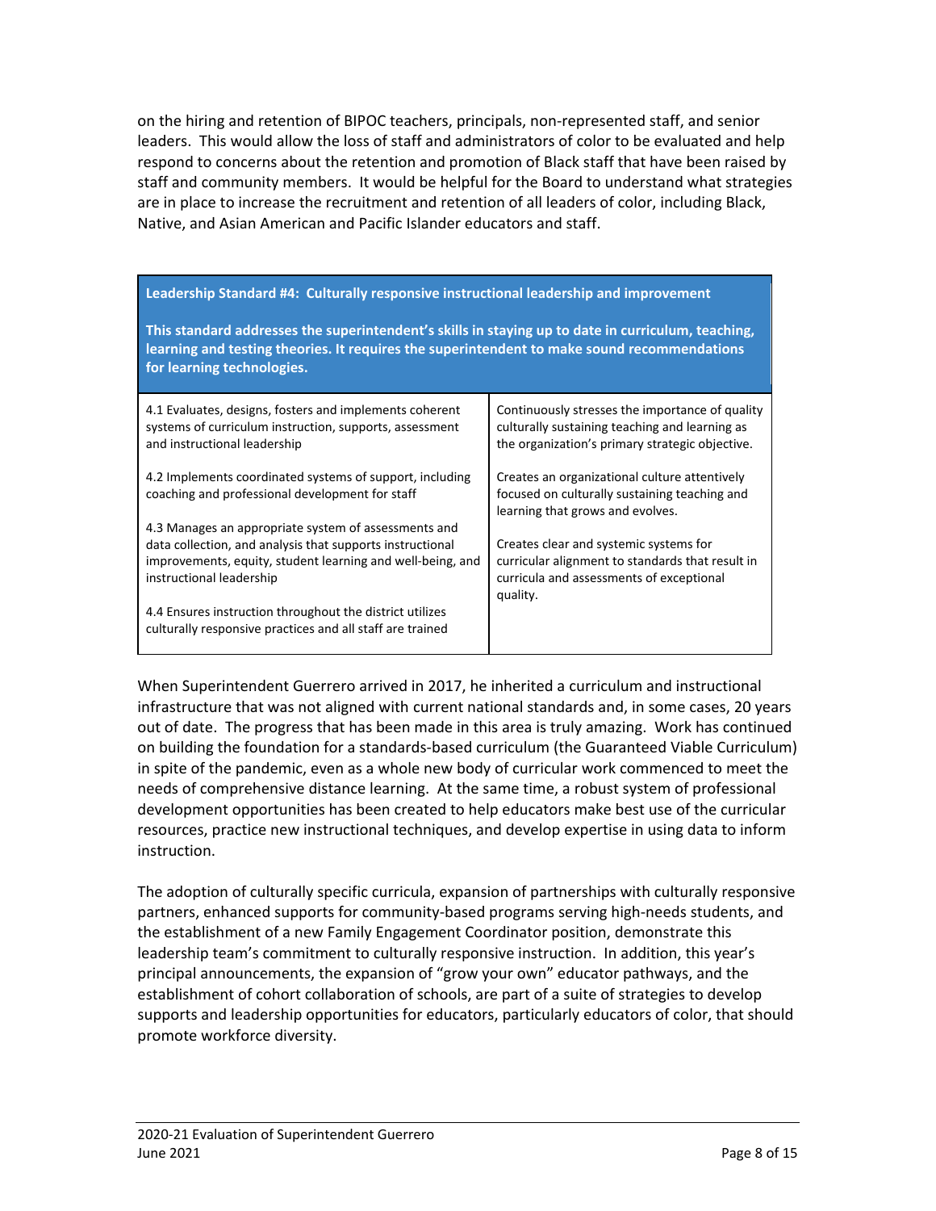on the hiring and retention of BIPOC teachers, principals, non-represented staff, and senior leaders. This would allow the loss of staff and administrators of color to be evaluated and help respond to concerns about the retention and promotion of Black staff that have been raised by staff and community members. It would be helpful for the Board to understand what strategies are in place to increase the recruitment and retention of all leaders of color, including Black, Native, and Asian American and Pacific Islander educators and staff.

| **Leadership Standard #4: Culturally responsive instructional leadership and improvement**<br><br>**This standard addresses the superintendent's skills in staying up to date in curriculum, teaching, learning and testing theories. It requires the superintendent to make sound recommendations for learning technologies.** | |
|---|---|
| 4.1 Evaluates, designs, fosters and implements coherent systems of curriculum instruction, supports, assessment and instructional leadership<br><br>4.2 Implements coordinated systems of support, including coaching and professional development for staff<br><br>4.3 Manages an appropriate system of assessments and data collection, and analysis that supports instructional improvements, equity, student learning and well-being, and instructional leadership<br><br>4.4 Ensures instruction throughout the district utilizes culturally responsive practices and all staff are trained | Continuously stresses the importance of quality culturally sustaining teaching and learning as the organization's primary strategic objective.<br><br>Creates an organizational culture attentively focused on culturally sustaining teaching and learning that grows and evolves.<br><br>Creates clear and systemic systems for curricular alignment to standards that result in curricula and assessments of exceptional quality. |

When Superintendent Guerrero arrived in 2017, he inherited a curriculum and instructional infrastructure that was not aligned with current national standards and, in some cases, 20 years out of date. The progress that has been made in this area is truly amazing. Work has continued on building the foundation for a standards-based curriculum (the Guaranteed Viable Curriculum) in spite of the pandemic, even as a whole new body of curricular work commenced to meet the needs of comprehensive distance learning. At the same time, a robust system of professional development opportunities has been created to help educators make best use of the curricular resources, practice new instructional techniques, and develop expertise in using data to inform instruction.

The adoption of culturally specific curricula, expansion of partnerships with culturally responsive partners, enhanced supports for community-based programs serving high-needs students, and the establishment of a new Family Engagement Coordinator position, demonstrate this leadership team's commitment to culturally responsive instruction. In addition, this year's principal announcements, the expansion of "grow your own" educator pathways, and the establishment of cohort collaboration of schools, are part of a suite of strategies to develop supports and leadership opportunities for educators, particularly educators of color, that should promote workforce diversity.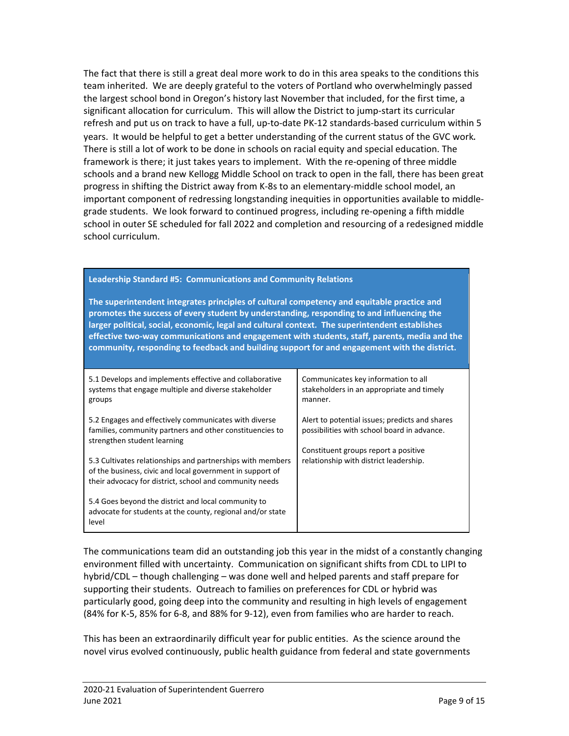The fact that there is still a great deal more work to do in this area speaks to the conditions this team inherited. We are deeply grateful to the voters of Portland who overwhelmingly passed the largest school bond in Oregon's history last November that included, for the first time, a significant allocation for curriculum. This will allow the District to jump-start its curricular refresh and put us on track to have a full, up-to-date PK-12 standards-based curriculum within 5 years. It would be helpful to get a better understanding of the current status of the GVC work. There is still a lot of work to be done in schools on racial equity and special education. The framework is there; it just takes years to implement. With the re-opening of three middle schools and a brand new Kellogg Middle School on track to open in the fall, there has been great progress in shifting the District away from K-8s to an elementary-middle school model, an important component of redressing longstanding inequities in opportunities available to middle-grade students. We look forward to continued progress, including re-opening a fifth middle school in outer SE scheduled for fall 2022 and completion and resourcing of a redesigned middle school curriculum.

| **Leadership Standard #5: Communications and Community Relations**<br><br>**The superintendent integrates principles of cultural competency and equitable practice and promotes the success of every student by understanding, responding to and influencing the larger political, social, economic, legal and cultural context. The superintendent establishes effective two-way communications and engagement with students, staff, parents, media and the community, responding to feedback and building support for and engagement with the district.** | |
|---|---|
| 5.1 Develops and implements effective and collaborative systems that engage multiple and diverse stakeholder groups<br><br>5.2 Engages and effectively communicates with diverse families, community partners and other constituencies to strengthen student learning<br><br>5.3 Cultivates relationships and partnerships with members of the business, civic and local government in support of their advocacy for district, school and community needs<br><br>5.4 Goes beyond the district and local community to advocate for students at the county, regional and/or state level | Communicates key information to all stakeholders in an appropriate and timely manner.<br><br>Alert to potential issues; predicts and shares possibilities with school board in advance.<br><br>Constituent groups report a positive relationship with district leadership. |

The communications team did an outstanding job this year in the midst of a constantly changing environment filled with uncertainty. Communication on significant shifts from CDL to LIPI to hybrid/CDL – though challenging – was done well and helped parents and staff prepare for supporting their students. Outreach to families on preferences for CDL or hybrid was particularly good, going deep into the community and resulting in high levels of engagement (84% for K-5, 85% for 6-8, and 88% for 9-12), even from families who are harder to reach.

This has been an extraordinarily difficult year for public entities. As the science around the novel virus evolved continuously, public health guidance from federal and state governments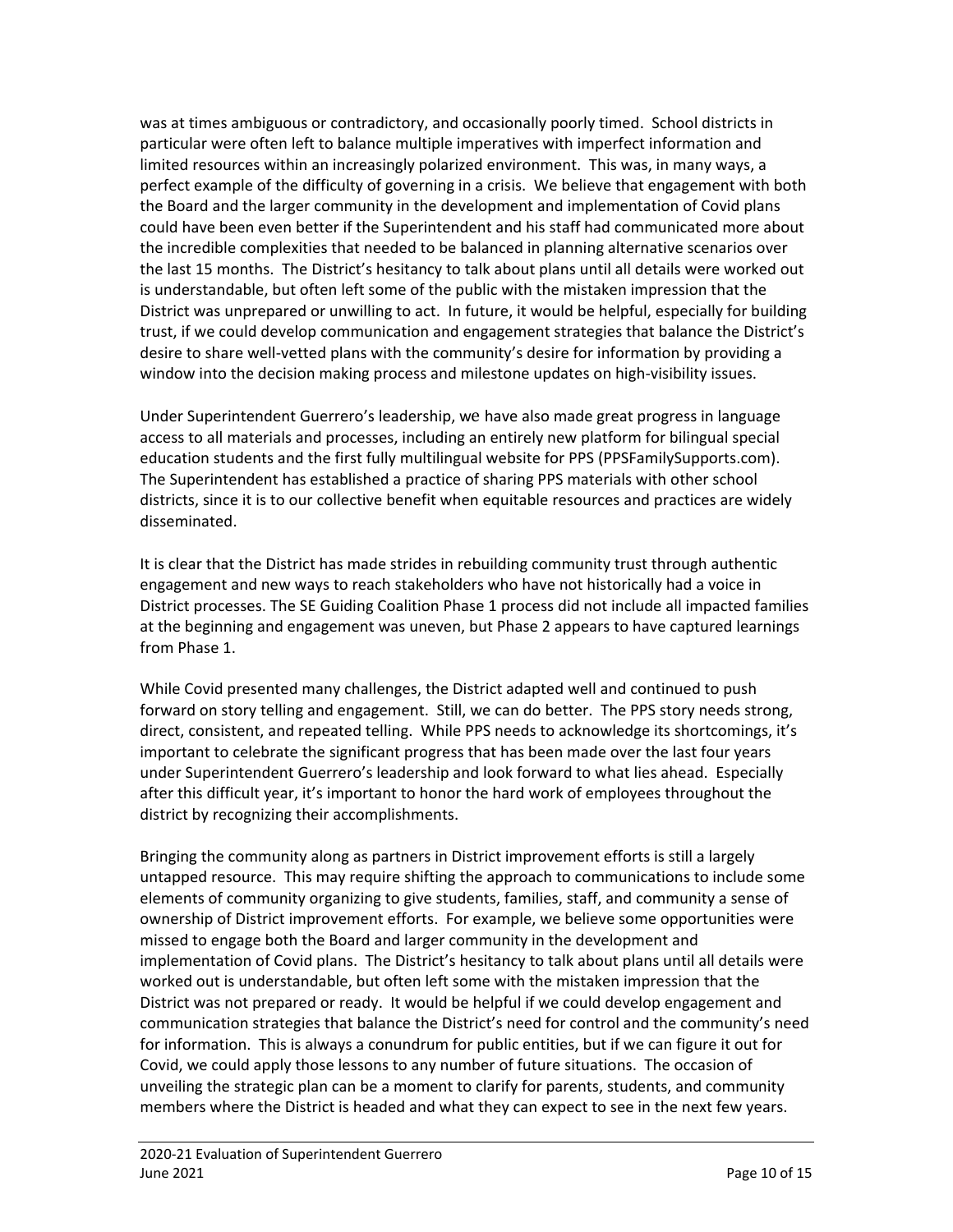was at times ambiguous or contradictory, and occasionally poorly timed. School districts in particular were often left to balance multiple imperatives with imperfect information and limited resources within an increasingly polarized environment. This was, in many ways, a perfect example of the difficulty of governing in a crisis. We believe that engagement with both the Board and the larger community in the development and implementation of Covid plans could have been even better if the Superintendent and his staff had communicated more about the incredible complexities that needed to be balanced in planning alternative scenarios over the last 15 months. The District's hesitancy to talk about plans until all details were worked out is understandable, but often left some of the public with the mistaken impression that the District was unprepared or unwilling to act. In future, it would be helpful, especially for building trust, if we could develop communication and engagement strategies that balance the District's desire to share well-vetted plans with the community's desire for information by providing a window into the decision making process and milestone updates on high-visibility issues.

Under Superintendent Guerrero's leadership, we have also made great progress in language access to all materials and processes, including an entirely new platform for bilingual special education students and the first fully multilingual website for PPS (PPSFamilySupports.com). The Superintendent has established a practice of sharing PPS materials with other school districts, since it is to our collective benefit when equitable resources and practices are widely disseminated.

It is clear that the District has made strides in rebuilding community trust through authentic engagement and new ways to reach stakeholders who have not historically had a voice in District processes. The SE Guiding Coalition Phase 1 process did not include all impacted families at the beginning and engagement was uneven, but Phase 2 appears to have captured learnings from Phase 1.

While Covid presented many challenges, the District adapted well and continued to push forward on story telling and engagement. Still, we can do better. The PPS story needs strong, direct, consistent, and repeated telling. While PPS needs to acknowledge its shortcomings, it's important to celebrate the significant progress that has been made over the last four years under Superintendent Guerrero's leadership and look forward to what lies ahead. Especially after this difficult year, it's important to honor the hard work of employees throughout the district by recognizing their accomplishments.

Bringing the community along as partners in District improvement efforts is still a largely untapped resource. This may require shifting the approach to communications to include some elements of community organizing to give students, families, staff, and community a sense of ownership of District improvement efforts. For example, we believe some opportunities were missed to engage both the Board and larger community in the development and implementation of Covid plans. The District's hesitancy to talk about plans until all details were worked out is understandable, but often left some with the mistaken impression that the District was not prepared or ready. It would be helpful if we could develop engagement and communication strategies that balance the District's need for control and the community's need for information. This is always a conundrum for public entities, but if we can figure it out for Covid, we could apply those lessons to any number of future situations. The occasion of unveiling the strategic plan can be a moment to clarify for parents, students, and community members where the District is headed and what they can expect to see in the next few years.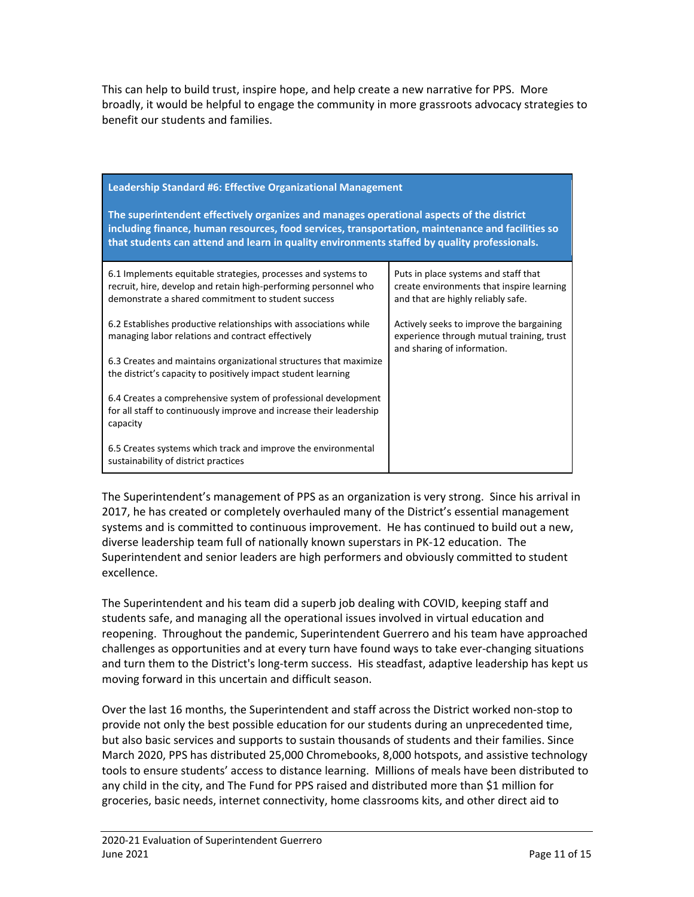This can help to build trust, inspire hope, and help create a new narrative for PPS. More broadly, it would be helpful to engage the community in more grassroots advocacy strategies to benefit our students and families.

| **Leadership Standard #6: Effective Organizational Management**<br><br>**The superintendent effectively organizes and manages operational aspects of the district including finance, human resources, food services, transportation, maintenance and facilities so that students can attend and learn in quality environments staffed by quality professionals.** | |
|---|---|
| 6.1 Implements equitable strategies, processes and systems to recruit, hire, develop and retain high-performing personnel who demonstrate a shared commitment to student success | Puts in place systems and staff that create environments that inspire learning and that are highly reliably safe. |
| 6.2 Establishes productive relationships with associations while managing labor relations and contract effectively | Actively seeks to improve the bargaining experience through mutual training, trust and sharing of information. |
| 6.3 Creates and maintains organizational structures that maximize the district's capacity to positively impact student learning | |
| 6.4 Creates a comprehensive system of professional development for all staff to continuously improve and increase their leadership capacity | |
| 6.5 Creates systems which track and improve the environmental sustainability of district practices | |

The Superintendent's management of PPS as an organization is very strong. Since his arrival in 2017, he has created or completely overhauled many of the District's essential management systems and is committed to continuous improvement. He has continued to build out a new, diverse leadership team full of nationally known superstars in PK-12 education. The Superintendent and senior leaders are high performers and obviously committed to student excellence.

The Superintendent and his team did a superb job dealing with COVID, keeping staff and students safe, and managing all the operational issues involved in virtual education and reopening. Throughout the pandemic, Superintendent Guerrero and his team have approached challenges as opportunities and at every turn have found ways to take ever-changing situations and turn them to the District's long-term success. His steadfast, adaptive leadership has kept us moving forward in this uncertain and difficult season.

Over the last 16 months, the Superintendent and staff across the District worked non-stop to provide not only the best possible education for our students during an unprecedented time, but also basic services and supports to sustain thousands of students and their families. Since March 2020, PPS has distributed 25,000 Chromebooks, 8,000 hotspots, and assistive technology tools to ensure students' access to distance learning. Millions of meals have been distributed to any child in the city, and The Fund for PPS raised and distributed more than $1 million for groceries, basic needs, internet connectivity, home classrooms kits, and other direct aid to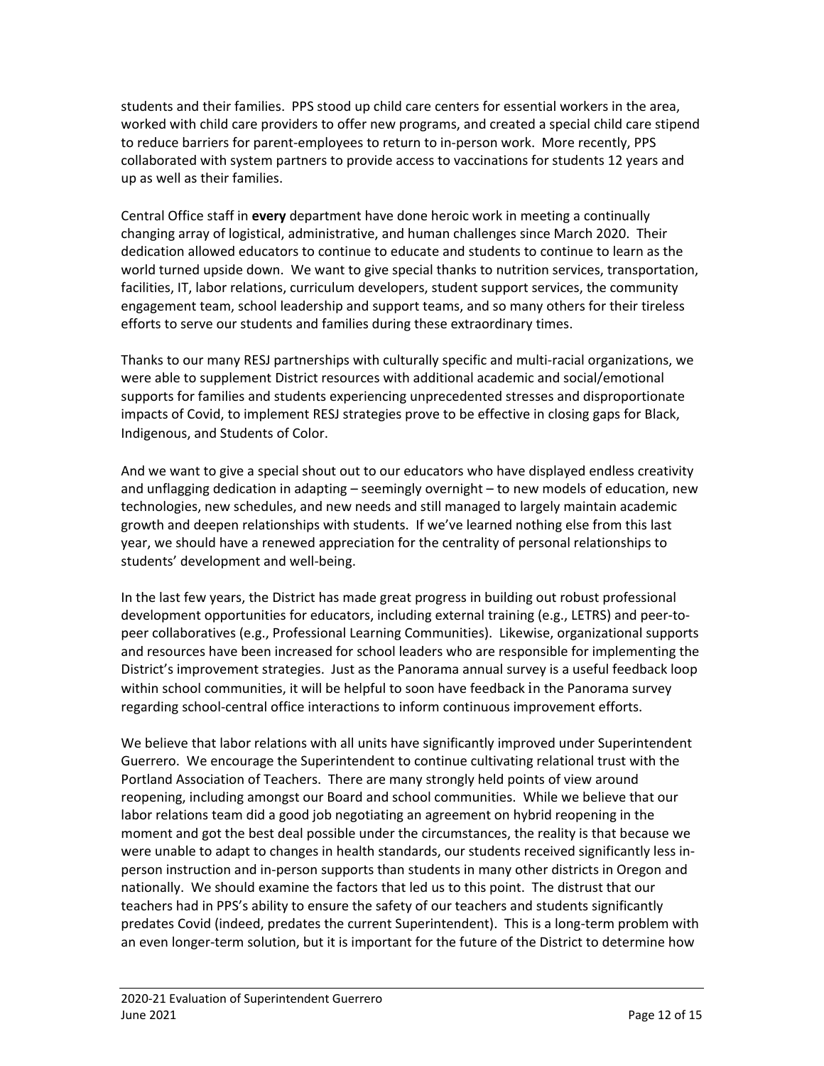students and their families. PPS stood up child care centers for essential workers in the area, worked with child care providers to offer new programs, and created a special child care stipend to reduce barriers for parent-employees to return to in-person work. More recently, PPS collaborated with system partners to provide access to vaccinations for students 12 years and up as well as their families.

Central Office staff in **every** department have done heroic work in meeting a continually changing array of logistical, administrative, and human challenges since March 2020. Their dedication allowed educators to continue to educate and students to continue to learn as the world turned upside down. We want to give special thanks to nutrition services, transportation, facilities, IT, labor relations, curriculum developers, student support services, the community engagement team, school leadership and support teams, and so many others for their tireless efforts to serve our students and families during these extraordinary times.

Thanks to our many RESJ partnerships with culturally specific and multi-racial organizations, we were able to supplement District resources with additional academic and social/emotional supports for families and students experiencing unprecedented stresses and disproportionate impacts of Covid, to implement RESJ strategies prove to be effective in closing gaps for Black, Indigenous, and Students of Color.

And we want to give a special shout out to our educators who have displayed endless creativity and unflagging dedication in adapting – seemingly overnight – to new models of education, new technologies, new schedules, and new needs and still managed to largely maintain academic growth and deepen relationships with students. If we've learned nothing else from this last year, we should have a renewed appreciation for the centrality of personal relationships to students' development and well-being.

In the last few years, the District has made great progress in building out robust professional development opportunities for educators, including external training (e.g., LETRS) and peer-to-peer collaboratives (e.g., Professional Learning Communities). Likewise, organizational supports and resources have been increased for school leaders who are responsible for implementing the District's improvement strategies. Just as the Panorama annual survey is a useful feedback loop within school communities, it will be helpful to soon have feedback in the Panorama survey regarding school-central office interactions to inform continuous improvement efforts.

We believe that labor relations with all units have significantly improved under Superintendent Guerrero. We encourage the Superintendent to continue cultivating relational trust with the Portland Association of Teachers. There are many strongly held points of view around reopening, including amongst our Board and school communities. While we believe that our labor relations team did a good job negotiating an agreement on hybrid reopening in the moment and got the best deal possible under the circumstances, the reality is that because we were unable to adapt to changes in health standards, our students received significantly less in-person instruction and in-person supports than students in many other districts in Oregon and nationally. We should examine the factors that led us to this point. The distrust that our teachers had in PPS's ability to ensure the safety of our teachers and students significantly predates Covid (indeed, predates the current Superintendent). This is a long-term problem with an even longer-term solution, but it is important for the future of the District to determine how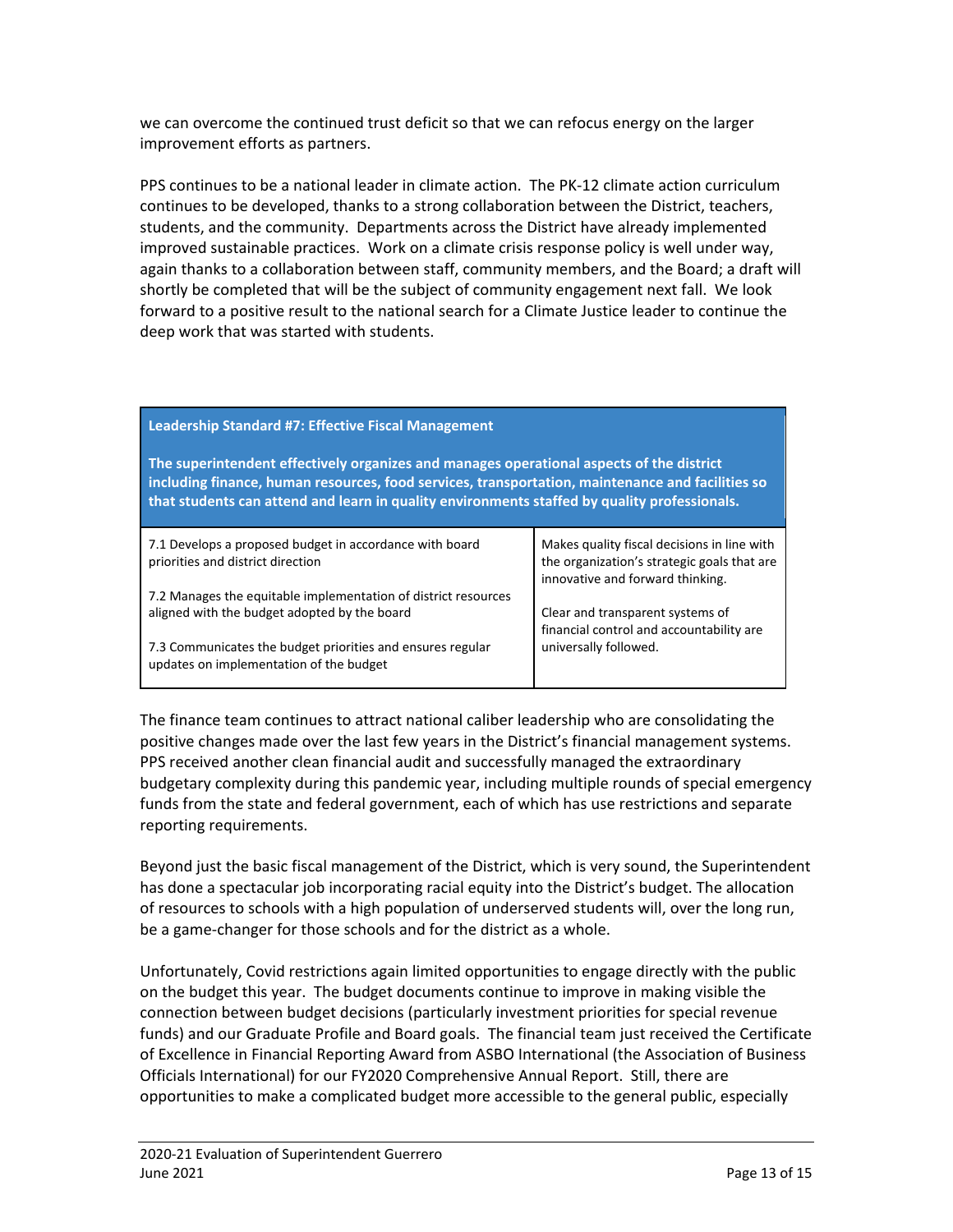we can overcome the continued trust deficit so that we can refocus energy on the larger improvement efforts as partners.

PPS continues to be a national leader in climate action. The PK-12 climate action curriculum continues to be developed, thanks to a strong collaboration between the District, teachers, students, and the community. Departments across the District have already implemented improved sustainable practices. Work on a climate crisis response policy is well under way, again thanks to a collaboration between staff, community members, and the Board; a draft will shortly be completed that will be the subject of community engagement next fall. We look forward to a positive result to the national search for a Climate Justice leader to continue the deep work that was started with students.

| **Leadership Standard #7: Effective Fiscal Management**<br><br>**The superintendent effectively organizes and manages operational aspects of the district including finance, human resources, food services, transportation, maintenance and facilities so that students can attend and learn in quality environments staffed by quality professionals.** | |
|---|---|
| 7.1 Develops a proposed budget in accordance with board priorities and district direction<br><br>7.2 Manages the equitable implementation of district resources aligned with the budget adopted by the board<br><br>7.3 Communicates the budget priorities and ensures regular updates on implementation of the budget | Makes quality fiscal decisions in line with the organization's strategic goals that are innovative and forward thinking.<br><br>Clear and transparent systems of financial control and accountability are universally followed. |

The finance team continues to attract national caliber leadership who are consolidating the positive changes made over the last few years in the District's financial management systems. PPS received another clean financial audit and successfully managed the extraordinary budgetary complexity during this pandemic year, including multiple rounds of special emergency funds from the state and federal government, each of which has use restrictions and separate reporting requirements.

Beyond just the basic fiscal management of the District, which is very sound, the Superintendent has done a spectacular job incorporating racial equity into the District's budget. The allocation of resources to schools with a high population of underserved students will, over the long run, be a game-changer for those schools and for the district as a whole.

Unfortunately, Covid restrictions again limited opportunities to engage directly with the public on the budget this year. The budget documents continue to improve in making visible the connection between budget decisions (particularly investment priorities for special revenue funds) and our Graduate Profile and Board goals. The financial team just received the Certificate of Excellence in Financial Reporting Award from ASBO International (the Association of Business Officials International) for our FY2020 Comprehensive Annual Report. Still, there are opportunities to make a complicated budget more accessible to the general public, especially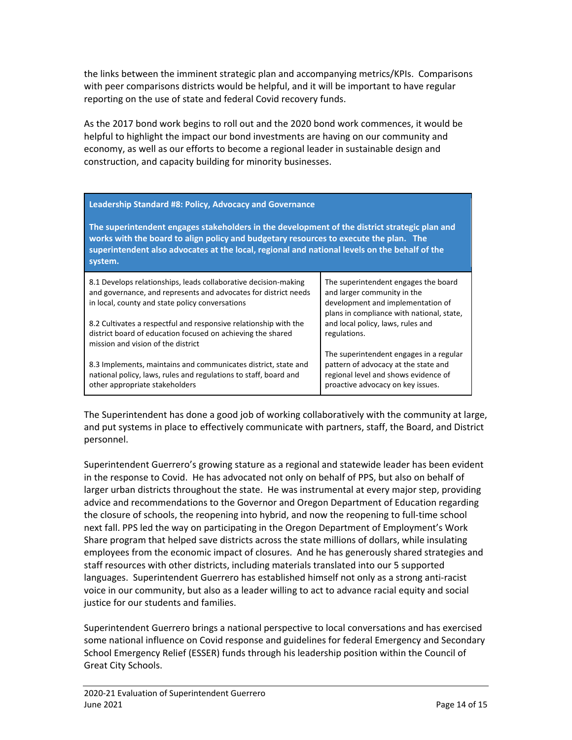the links between the imminent strategic plan and accompanying metrics/KPIs. Comparisons with peer comparisons districts would be helpful, and it will be important to have regular reporting on the use of state and federal Covid recovery funds.

As the 2017 bond work begins to roll out and the 2020 bond work commences, it would be helpful to highlight the impact our bond investments are having on our community and economy, as well as our efforts to become a regional leader in sustainable design and construction, and capacity building for minority businesses.

| **Leadership Standard #8: Policy, Advocacy and Governance**<br><br>**The superintendent engages stakeholders in the development of the district strategic plan and works with the board to align policy and budgetary resources to execute the plan. The superintendent also advocates at the local, regional and national levels on the behalf of the system.** | |
|---|---|
| 8.1 Develops relationships, leads collaborative decision-making and governance, and represents and advocates for district needs in local, county and state policy conversations<br><br>8.2 Cultivates a respectful and responsive relationship with the district board of education focused on achieving the shared mission and vision of the district<br><br>8.3 Implements, maintains and communicates district, state and national policy, laws, rules and regulations to staff, board and other appropriate stakeholders | The superintendent engages the board and larger community in the development and implementation of plans in compliance with national, state, and local policy, laws, rules and regulations.<br><br>The superintendent engages in a regular pattern of advocacy at the state and regional level and shows evidence of proactive advocacy on key issues. |

The Superintendent has done a good job of working collaboratively with the community at large, and put systems in place to effectively communicate with partners, staff, the Board, and District personnel.

Superintendent Guerrero's growing stature as a regional and statewide leader has been evident in the response to Covid. He has advocated not only on behalf of PPS, but also on behalf of larger urban districts throughout the state. He was instrumental at every major step, providing advice and recommendations to the Governor and Oregon Department of Education regarding the closure of schools, the reopening into hybrid, and now the reopening to full-time school next fall. PPS led the way on participating in the Oregon Department of Employment's Work Share program that helped save districts across the state millions of dollars, while insulating employees from the economic impact of closures. And he has generously shared strategies and staff resources with other districts, including materials translated into our 5 supported languages. Superintendent Guerrero has established himself not only as a strong anti-racist voice in our community, but also as a leader willing to act to advance racial equity and social justice for our students and families.

Superintendent Guerrero brings a national perspective to local conversations and has exercised some national influence on Covid response and guidelines for federal Emergency and Secondary School Emergency Relief (ESSER) funds through his leadership position within the Council of Great City Schools.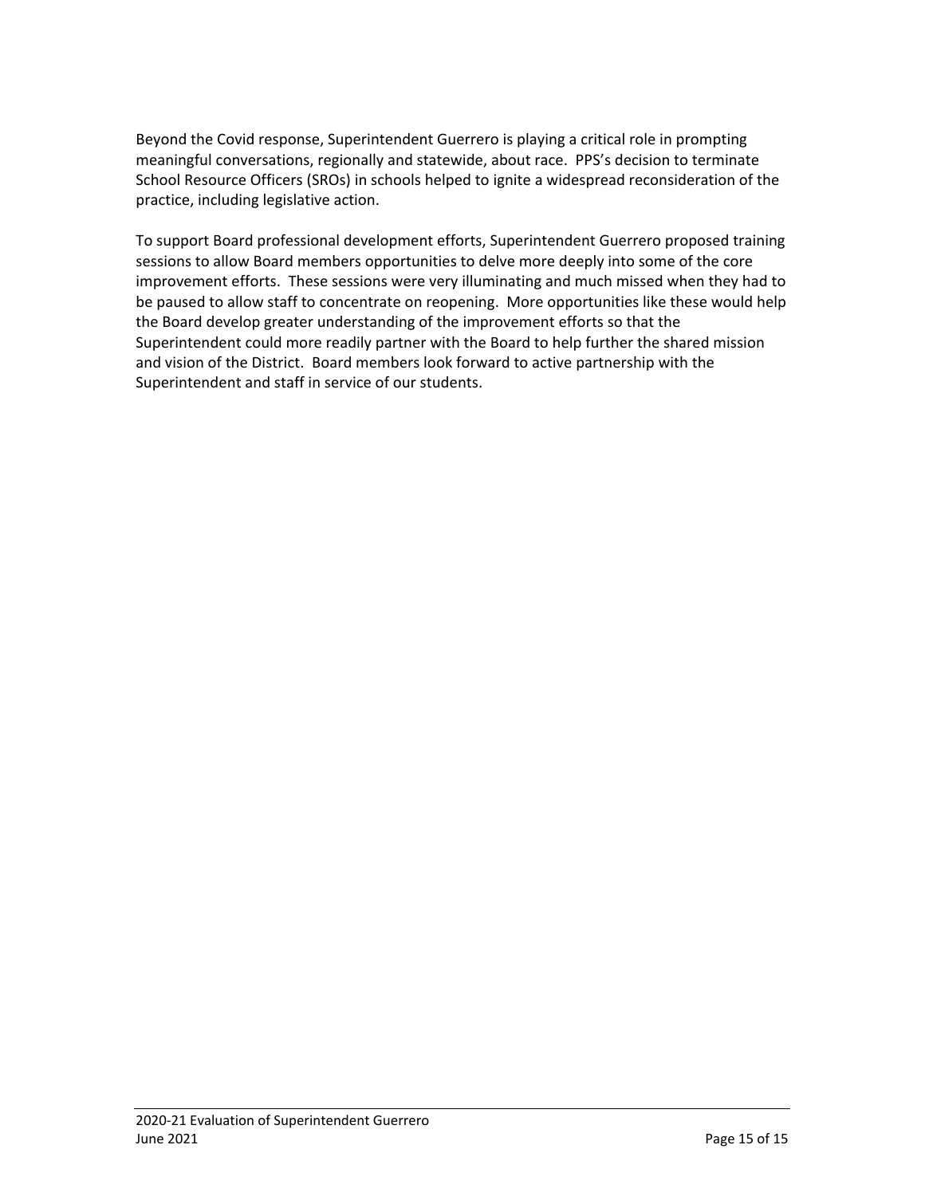Beyond the Covid response, Superintendent Guerrero is playing a critical role in prompting meaningful conversations, regionally and statewide, about race. PPS's decision to terminate School Resource Officers (SROs) in schools helped to ignite a widespread reconsideration of the practice, including legislative action.

To support Board professional development efforts, Superintendent Guerrero proposed training sessions to allow Board members opportunities to delve more deeply into some of the core improvement efforts. These sessions were very illuminating and much missed when they had to be paused to allow staff to concentrate on reopening. More opportunities like these would help the Board develop greater understanding of the improvement efforts so that the Superintendent could more readily partner with the Board to help further the shared mission and vision of the District. Board members look forward to active partnership with the Superintendent and staff in service of our students.